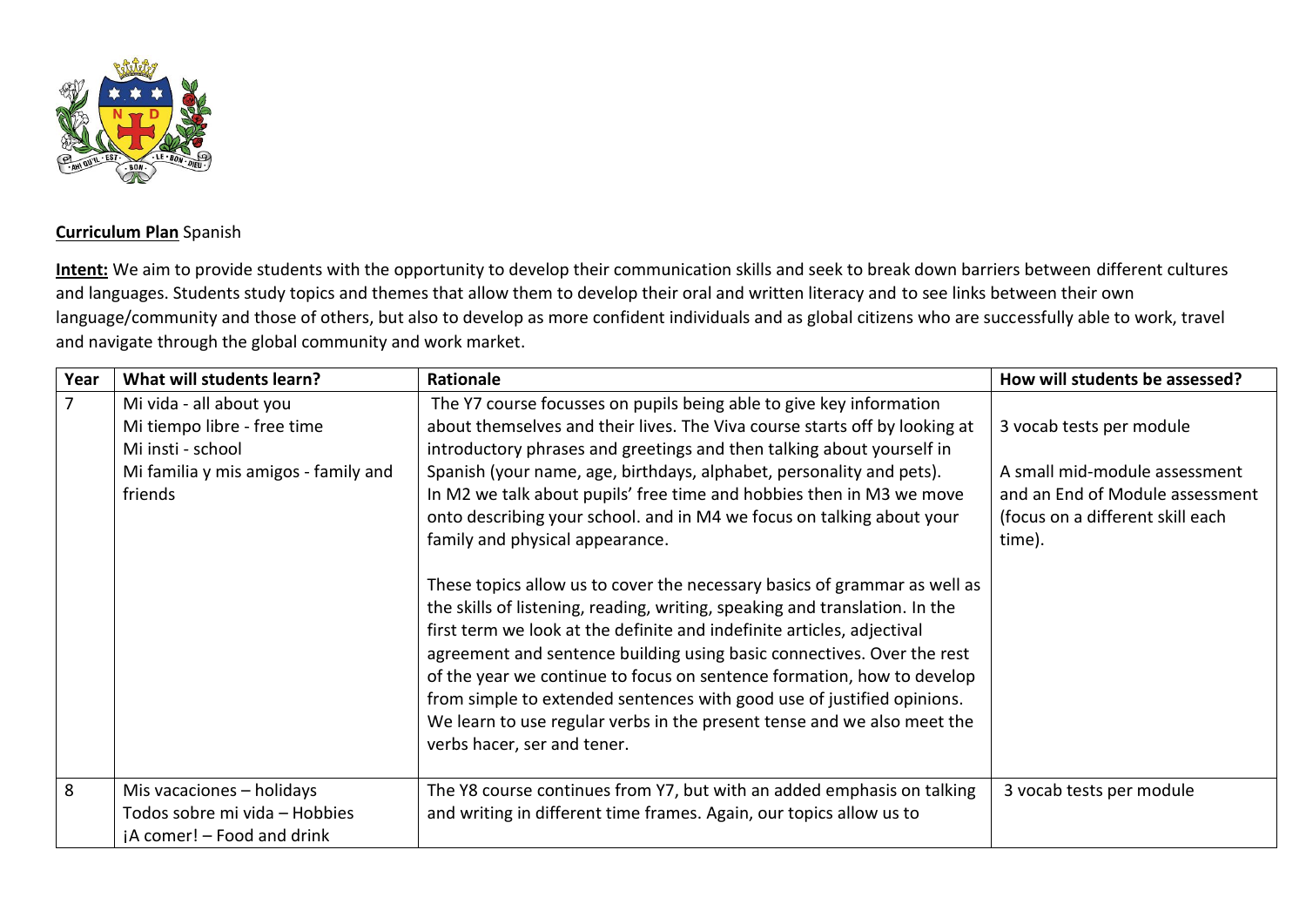**Curriculum Plan** Spanish

**Intent:** We aim to provide students with the opportunity to develop their communication skills and seek to break down barriers between different cultures and languages. Students study topics and themes that allow them to develop their oral and written literacy and to see links between their own language/community and those of others, but also to develop as more confident individuals and as global citizens who are successfully able to work, travel and navigate through the global community and work market.

| Year | What will students learn? | Rationale | How will students be assessed? |
|---|---|---|---|
| 7 | Mi vida - all about you<br>Mi tiempo libre - free time<br>Mi insti - school<br>Mi familia y mis amigos - family and friends | The Y7 course focusses on pupils being able to give key information about themselves and their lives. The Viva course starts off by looking at introductory phrases and greetings and then talking about yourself in Spanish (your name, age, birthdays, alphabet, personality and pets).<br>In M2 we talk about pupils' free time and hobbies then in M3 we move onto describing your school. and in M4 we focus on talking about your family and physical appearance.<br><br>These topics allow us to cover the necessary basics of grammar as well as the skills of listening, reading, writing, speaking and translation. In the first term we look at the definite and indefinite articles, adjectival agreement and sentence building using basic connectives. Over the rest of the year we continue to focus on sentence formation, how to develop from simple to extended sentences with good use of justified opinions. We learn to use regular verbs in the present tense and we also meet the verbs hacer, ser and tener. | 3 vocab tests per module<br><br>A small mid-module assessment and an End of Module assessment (focus on a different skill each time). |
| 8 | Mis vacaciones – holidays<br>Todos sobre mi vida – Hobbies<br>¡A comer! – Food and drink | The Y8 course continues from Y7, but with an added emphasis on talking and writing in different time frames. Again, our topics allow us to | 3 vocab tests per module |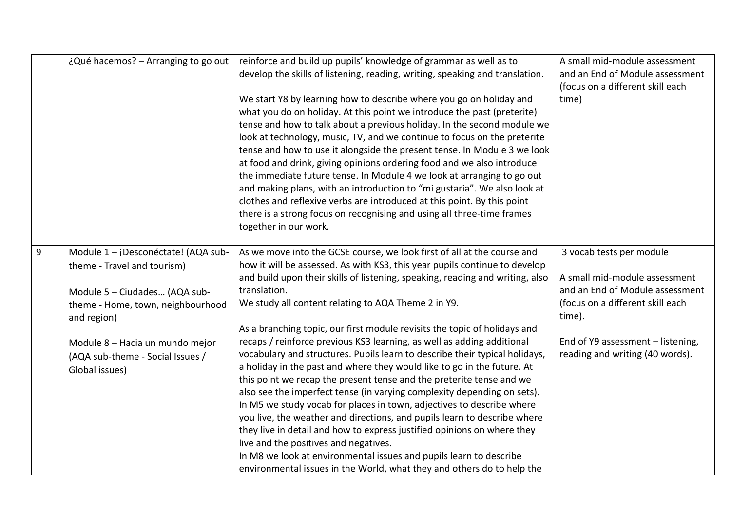| | | | |
|---|---|---|---|
| | ¿Qué hacemos? – Arranging to go out | reinforce and build up pupils' knowledge of grammar as well as to develop the skills of listening, reading, writing, speaking and translation.<br><br>We start Y8 by learning how to describe where you go on holiday and what you do on holiday. At this point we introduce the past (preterite) tense and how to talk about a previous holiday. In the second module we look at technology, music, TV, and we continue to focus on the preterite tense and how to use it alongside the present tense. In Module 3 we look at food and drink, giving opinions ordering food and we also introduce the immediate future tense. In Module 4 we look at arranging to go out and making plans, with an introduction to "mi gustaria". We also look at clothes and reflexive verbs are introduced at this point. By this point there is a strong focus on recognising and using all three-time frames together in our work. | A small mid-module assessment and an End of Module assessment (focus on a different skill each time) |
| 9 | Module 1 – ¡Desconéctate! (AQA sub-theme - Travel and tourism)<br><br>Module 5 – Ciudades… (AQA sub-theme - Home, town, neighbourhood and region)<br><br>Module 8 – Hacia un mundo mejor (AQA sub-theme - Social Issues / Global issues) | As we move into the GCSE course, we look first of all at the course and how it will be assessed. As with KS3, this year pupils continue to develop and build upon their skills of listening, speaking, reading and writing, also translation.<br>We study all content relating to AQA Theme 2 in Y9.<br><br>As a branching topic, our first module revisits the topic of holidays and recaps / reinforce previous KS3 learning, as well as adding additional vocabulary and structures. Pupils learn to describe their typical holidays, a holiday in the past and where they would like to go in the future. At this point we recap the present tense and the preterite tense and we also see the imperfect tense (in varying complexity depending on sets).<br>In M5 we study vocab for places in town, adjectives to describe where you live, the weather and directions, and pupils learn to describe where they live in detail and how to express justified opinions on where they live and the positives and negatives.<br>In M8 we look at environmental issues and pupils learn to describe environmental issues in the World, what they and others do to help the | 3 vocab tests per module<br><br>A small mid-module assessment and an End of Module assessment (focus on a different skill each time).<br><br>End of Y9 assessment – listening, reading and writing (40 words). |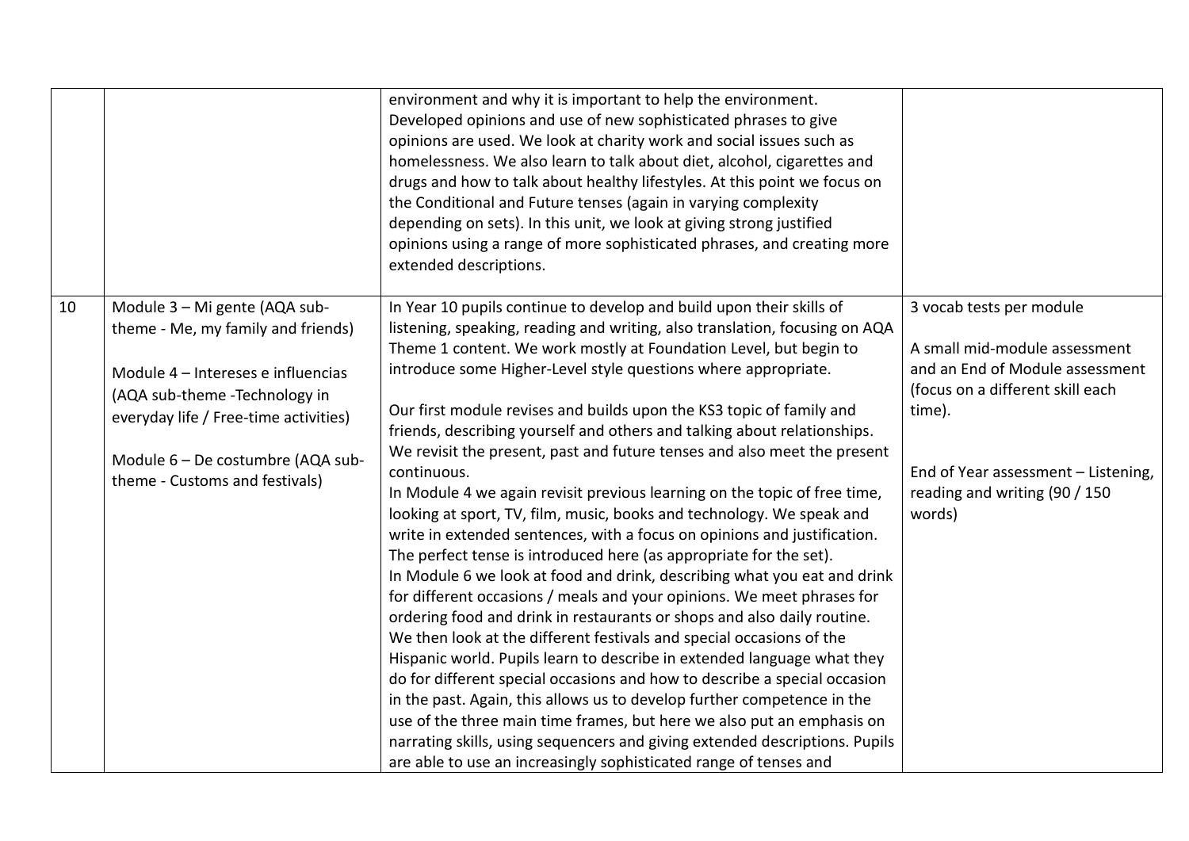| | | | |
|---|---|---|---|
| | | environment and why it is important to help the environment. Developed opinions and use of new sophisticated phrases to give opinions are used. We look at charity work and social issues such as homelessness. We also learn to talk about diet, alcohol, cigarettes and drugs and how to talk about healthy lifestyles. At this point we focus on the Conditional and Future tenses (again in varying complexity depending on sets). In this unit, we look at giving strong justified opinions using a range of more sophisticated phrases, and creating more extended descriptions. | |
| 10 | Module 3 – Mi gente (AQA sub-theme - Me, my family and friends)<br><br>Module 4 – Intereses e influencias (AQA sub-theme -Technology in everyday life / Free-time activities)<br><br>Module 6 – De costumbre (AQA sub-theme - Customs and festivals) | In Year 10 pupils continue to develop and build upon their skills of listening, speaking, reading and writing, also translation, focusing on AQA Theme 1 content. We work mostly at Foundation Level, but begin to introduce some Higher-Level style questions where appropriate.<br><br>Our first module revises and builds upon the KS3 topic of family and friends, describing yourself and others and talking about relationships. We revisit the present, past and future tenses and also meet the present continuous.<br>In Module 4 we again revisit previous learning on the topic of free time, looking at sport, TV, film, music, books and technology. We speak and write in extended sentences, with a focus on opinions and justification. The perfect tense is introduced here (as appropriate for the set).<br>In Module 6 we look at food and drink, describing what you eat and drink for different occasions / meals and your opinions. We meet phrases for ordering food and drink in restaurants or shops and also daily routine. We then look at the different festivals and special occasions of the Hispanic world. Pupils learn to describe in extended language what they do for different special occasions and how to describe a special occasion in the past. Again, this allows us to develop further competence in the use of the three main time frames, but here we also put an emphasis on narrating skills, using sequencers and giving extended descriptions. Pupils are able to use an increasingly sophisticated range of tenses and | 3 vocab tests per module<br><br>A small mid-module assessment and an End of Module assessment (focus on a different skill each time).<br><br>End of Year assessment – Listening, reading and writing (90 / 150 words) |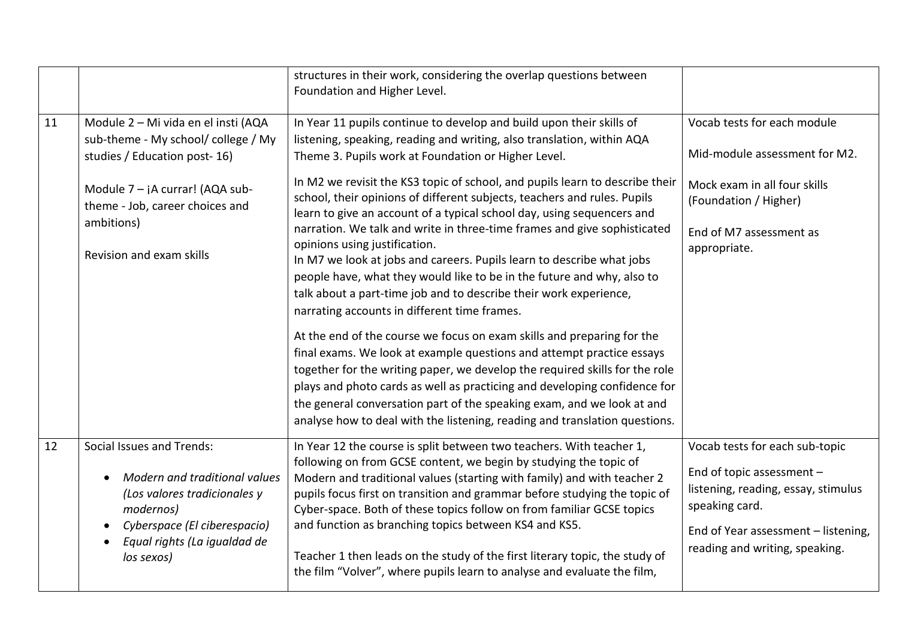| | | | |
|---|---|---|---|
| | | structures in their work, considering the overlap questions between Foundation and Higher Level. | |
| 11 | Module 2 – Mi vida en el insti (AQA sub-theme - My school/ college / My studies / Education post- 16)<br><br>Module 7 – ¡A currar! (AQA sub-theme - Job, career choices and ambitions)<br><br>Revision and exam skills | In Year 11 pupils continue to develop and build upon their skills of listening, speaking, reading and writing, also translation, within AQA Theme 3. Pupils work at Foundation or Higher Level.<br><br>In M2 we revisit the KS3 topic of school, and pupils learn to describe their school, their opinions of different subjects, teachers and rules. Pupils learn to give an account of a typical school day, using sequencers and narration. We talk and write in three-time frames and give sophisticated opinions using justification.<br>In M7 we look at jobs and careers. Pupils learn to describe what jobs people have, what they would like to be in the future and why, also to talk about a part-time job and to describe their work experience, narrating accounts in different time frames.<br><br>At the end of the course we focus on exam skills and preparing for the final exams. We look at example questions and attempt practice essays together for the writing paper, we develop the required skills for the role plays and photo cards as well as practicing and developing confidence for the general conversation part of the speaking exam, and we look at and analyse how to deal with the listening, reading and translation questions. | Vocab tests for each module<br><br>Mid-module assessment for M2.<br><br>Mock exam in all four skills (Foundation / Higher)<br><br>End of M7 assessment as appropriate. |
| 12 | Social Issues and Trends:<br><br>• *Modern and traditional values (Los valores tradicionales y modernos)*<br>• *Cyberspace (El ciberespacio)*<br>• *Equal rights (La igualdad de los sexos)* | In Year 12 the course is split between two teachers. With teacher 1, following on from GCSE content, we begin by studying the topic of Modern and traditional values (starting with family) and with teacher 2 pupils focus first on transition and grammar before studying the topic of Cyber-space. Both of these topics follow on from familiar GCSE topics and function as branching topics between KS4 and KS5.<br><br>Teacher 1 then leads on the study of the first literary topic, the study of the film "Volver", where pupils learn to analyse and evaluate the film, | Vocab tests for each sub-topic<br><br>End of topic assessment – listening, reading, essay, stimulus speaking card.<br><br>End of Year assessment – listening, reading and writing, speaking. |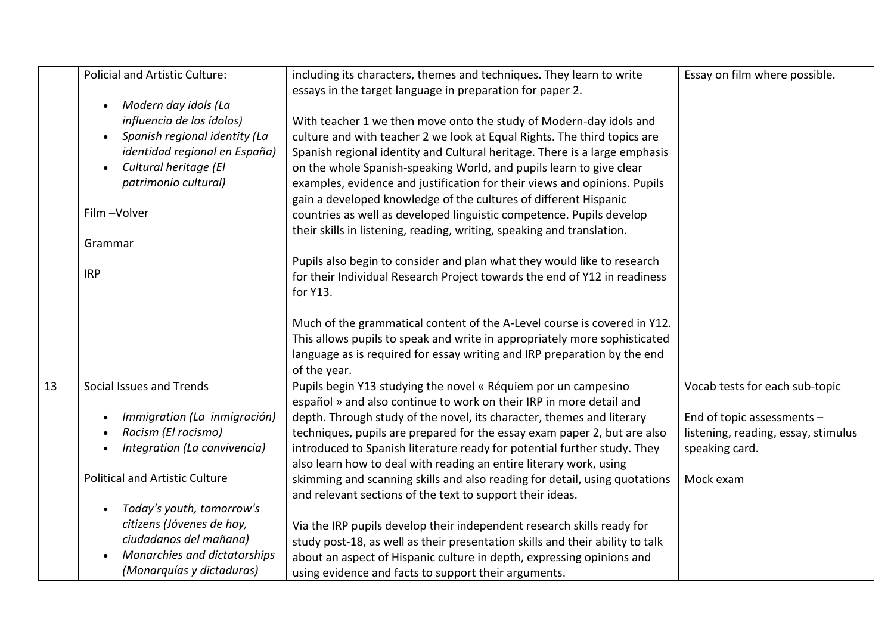|  | Policial and Artistic Culture:<br><br>• *Modern day idols (La influencia de los ídolos)*<br>• *Spanish regional identity (La identidad regional en España)*<br>• *Cultural heritage (El patrimonio cultural)*<br><br>Film –Volver<br><br>Grammar<br><br>IRP | including its characters, themes and techniques. They learn to write essays in the target language in preparation for paper 2.<br><br>With teacher 1 we then move onto the study of Modern-day idols and culture and with teacher 2 we look at Equal Rights. The third topics are Spanish regional identity and Cultural heritage. There is a large emphasis on the whole Spanish-speaking World, and pupils learn to give clear examples, evidence and justification for their views and opinions. Pupils gain a developed knowledge of the cultures of different Hispanic countries as well as developed linguistic competence. Pupils develop their skills in listening, reading, writing, speaking and translation.<br><br>Pupils also begin to consider and plan what they would like to research for their Individual Research Project towards the end of Y12 in readiness for Y13.<br><br>Much of the grammatical content of the A-Level course is covered in Y12. This allows pupils to speak and write in appropriately more sophisticated language as is required for essay writing and IRP preparation by the end of the year. | Essay on film where possible. |
|---|---|---|---|
| 13 | Social Issues and Trends<br><br>• *Immigration (La inmigración)*<br>• *Racism (El racismo)*<br>• *Integration (La convivencia)*<br><br>Political and Artistic Culture<br><br>• *Today's youth, tomorrow's citizens (Jóvenes de hoy, ciudadanos del mañana)*<br>• *Monarchies and dictatorships (Monarquías y dictaduras)* | Pupils begin Y13 studying the novel « Réquiem por un campesino español » and also continue to work on their IRP in more detail and depth. Through study of the novel, its character, themes and literary techniques, pupils are prepared for the essay exam paper 2, but are also introduced to Spanish literature ready for potential further study. They also learn how to deal with reading an entire literary work, using skimming and scanning skills and also reading for detail, using quotations and relevant sections of the text to support their ideas.<br><br>Via the IRP pupils develop their independent research skills ready for study post-18, as well as their presentation skills and their ability to talk about an aspect of Hispanic culture in depth, expressing opinions and using evidence and facts to support their arguments. | Vocab tests for each sub-topic<br><br>End of topic assessments – listening, reading, essay, stimulus speaking card.<br><br>Mock exam |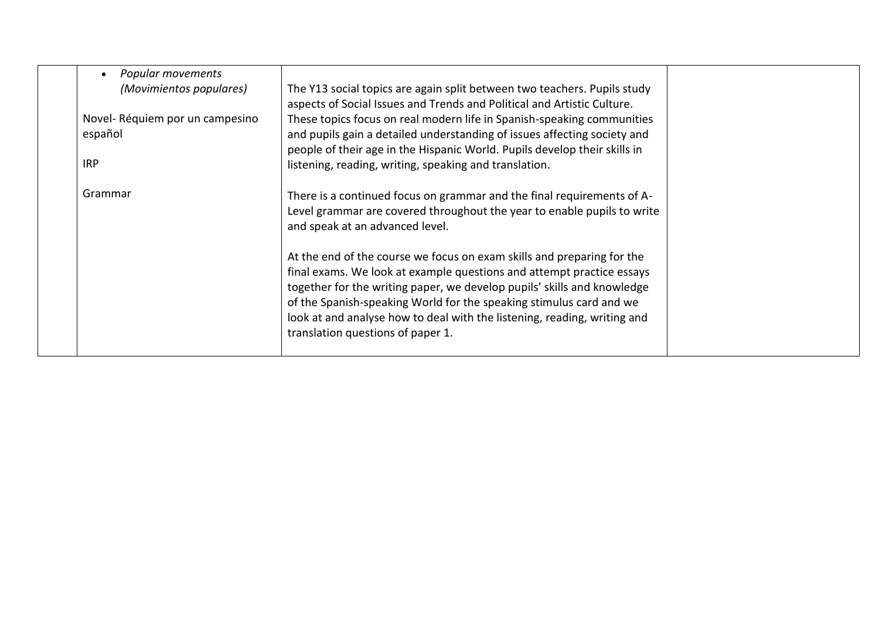| | | | |
|---|---|---|---|
| | • *Popular movements (Movimientos populares)*<br><br>Novel- Réquiem por un campesino español<br><br>IRP<br><br>Grammar | The Y13 social topics are again split between two teachers. Pupils study aspects of Social Issues and Trends and Political and Artistic Culture. These topics focus on real modern life in Spanish-speaking communities and pupils gain a detailed understanding of issues affecting society and people of their age in the Hispanic World. Pupils develop their skills in listening, reading, writing, speaking and translation.<br><br>There is a continued focus on grammar and the final requirements of A-Level grammar are covered throughout the year to enable pupils to write and speak at an advanced level.<br><br>At the end of the course we focus on exam skills and preparing for the final exams. We look at example questions and attempt practice essays together for the writing paper, we develop pupils' skills and knowledge of the Spanish-speaking World for the speaking stimulus card and we look at and analyse how to deal with the listening, reading, writing and translation questions of paper 1. | |